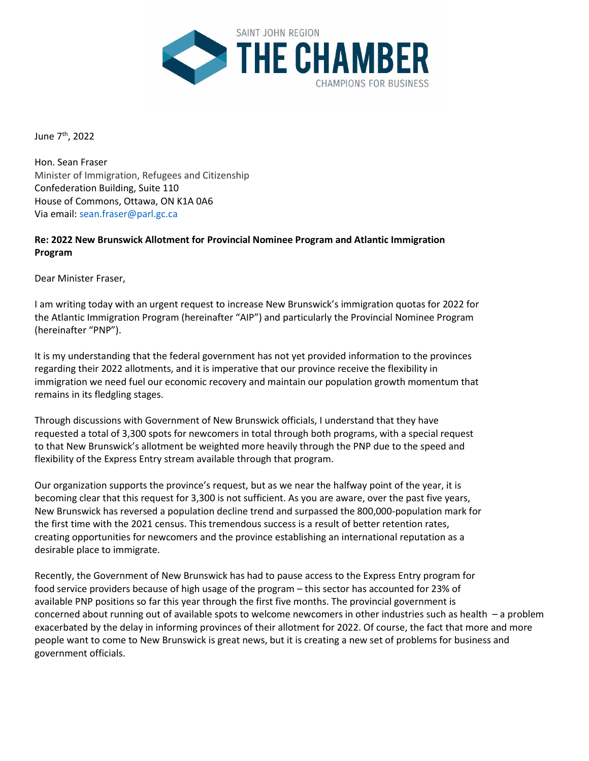SAINT JOHN REGION
THE CHAMBER
CHAMPIONS FOR BUSINESS

June 7th, 2022

Hon. Sean Fraser
Minister of Immigration, Refugees and Citizenship
Confederation Building, Suite 110
House of Commons, Ottawa, ON K1A 0A6
Via email: sean.fraser@parl.gc.ca

**Re: 2022 New Brunswick Allotment for Provincial Nominee Program and Atlantic Immigration Program**

Dear Minister Fraser,

I am writing today with an urgent request to increase New Brunswick's immigration quotas for 2022 for the Atlantic Immigration Program (hereinafter "AIP") and particularly the Provincial Nominee Program (hereinafter "PNP").

It is my understanding that the federal government has not yet provided information to the provinces regarding their 2022 allotments, and it is imperative that our province receive the flexibility in immigration we need fuel our economic recovery and maintain our population growth momentum that remains in its fledgling stages.

Through discussions with Government of New Brunswick officials, I understand that they have requested a total of 3,300 spots for newcomers in total through both programs, with a special request to that New Brunswick's allotment be weighted more heavily through the PNP due to the speed and flexibility of the Express Entry stream available through that program.

Our organization supports the province's request, but as we near the halfway point of the year, it is becoming clear that this request for 3,300 is not sufficient. As you are aware, over the past five years, New Brunswick has reversed a population decline trend and surpassed the 800,000-population mark for the first time with the 2021 census. This tremendous success is a result of better retention rates, creating opportunities for newcomers and the province establishing an international reputation as a desirable place to immigrate.

Recently, the Government of New Brunswick has had to pause access to the Express Entry program for food service providers because of high usage of the program – this sector has accounted for 23% of available PNP positions so far this year through the first five months. The provincial government is concerned about running out of available spots to welcome newcomers in other industries such as health – a problem exacerbated by the delay in informing provinces of their allotment for 2022. Of course, the fact that more and more people want to come to New Brunswick is great news, but it is creating a new set of problems for business and government officials.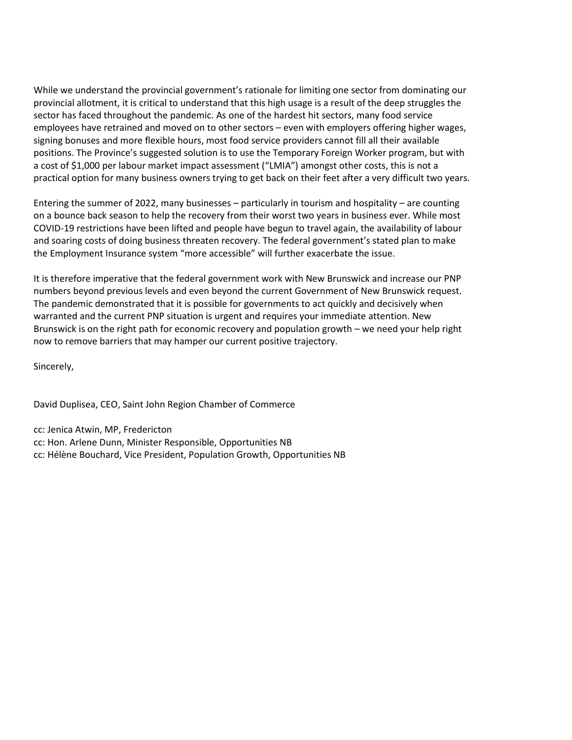While we understand the provincial government's rationale for limiting one sector from dominating our provincial allotment, it is critical to understand that this high usage is a result of the deep struggles the sector has faced throughout the pandemic. As one of the hardest hit sectors, many food service employees have retrained and moved on to other sectors – even with employers offering higher wages, signing bonuses and more flexible hours, most food service providers cannot fill all their available positions. The Province's suggested solution is to use the Temporary Foreign Worker program, but with a cost of $1,000 per labour market impact assessment ("LMIA") amongst other costs, this is not a practical option for many business owners trying to get back on their feet after a very difficult two years.

Entering the summer of 2022, many businesses – particularly in tourism and hospitality – are counting on a bounce back season to help the recovery from their worst two years in business ever. While most COVID-19 restrictions have been lifted and people have begun to travel again, the availability of labour and soaring costs of doing business threaten recovery. The federal government's stated plan to make the Employment Insurance system "more accessible" will further exacerbate the issue.

It is therefore imperative that the federal government work with New Brunswick and increase our PNP numbers beyond previous levels and even beyond the current Government of New Brunswick request. The pandemic demonstrated that it is possible for governments to act quickly and decisively when warranted and the current PNP situation is urgent and requires your immediate attention. New Brunswick is on the right path for economic recovery and population growth – we need your help right now to remove barriers that may hamper our current positive trajectory.

Sincerely,

David Duplisea, CEO, Saint John Region Chamber of Commerce

cc: Jenica Atwin, MP, Fredericton
cc: Hon. Arlene Dunn, Minister Responsible, Opportunities NB
cc: Hélène Bouchard, Vice President, Population Growth, Opportunities NB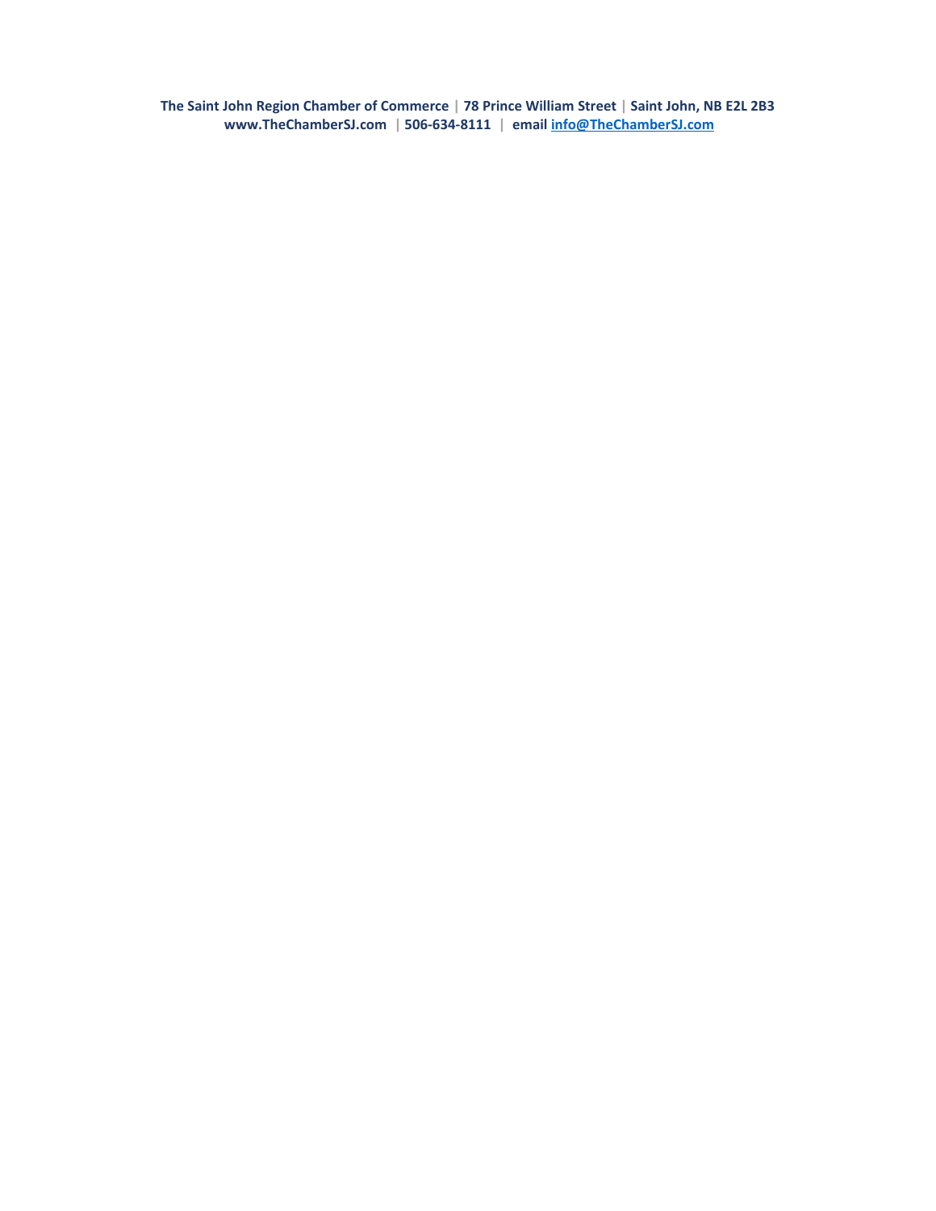**The Saint John Region Chamber of Commerce** | **78 Prince William Street** | **Saint John, NB E2L 2B3**
**www.TheChamberSJ.com** | **506-634-8111** | **email info@TheChamberSJ.com**